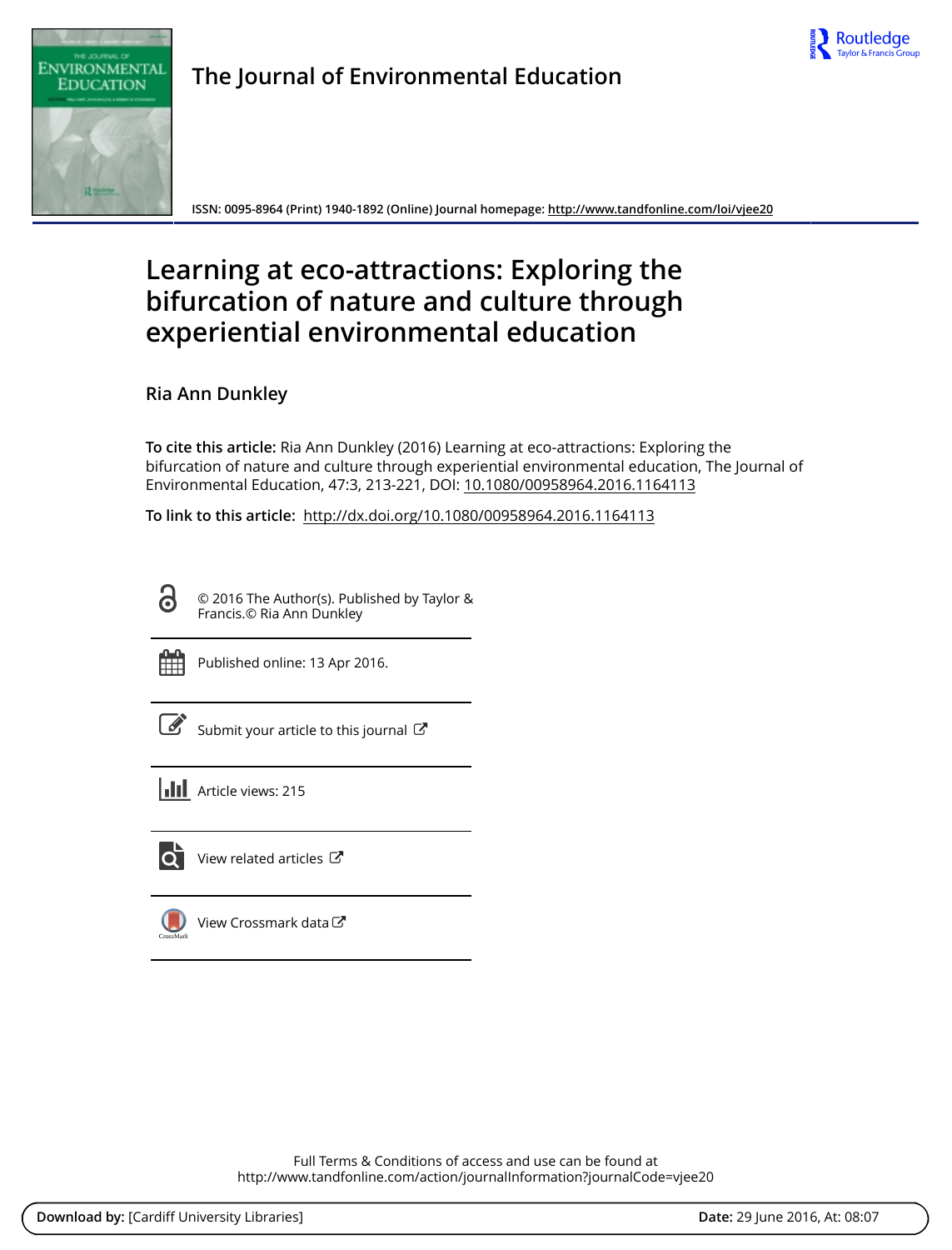The Journal of Environmental Education

ISSN: 0095-8964 (Print) 1940-1892 (Online) Journal homepage: http://www.tandfonline.com/loi/vjee20

# Learning at eco-attractions: Exploring the bifurcation of nature and culture through experiential environmental education

Ria Ann Dunkley

**To cite this article:** Ria Ann Dunkley (2016) Learning at eco-attractions: Exploring the bifurcation of nature and culture through experiential environmental education, The Journal of Environmental Education, 47:3, 213-221, DOI: 10.1080/00958964.2016.1164113

**To link to this article:** http://dx.doi.org/10.1080/00958964.2016.1164113

© 2016 The Author(s). Published by Taylor & Francis.© Ria Ann Dunkley

Published online: 13 Apr 2016.

Submit your article to this journal

Article views: 215

View related articles

View Crossmark data

Full Terms & Conditions of access and use can be found at
http://www.tandfonline.com/action/journalInformation?journalCode=vjee20

**Download by:** [Cardiff University Libraries] **Date:** 29 June 2016, At: 08:07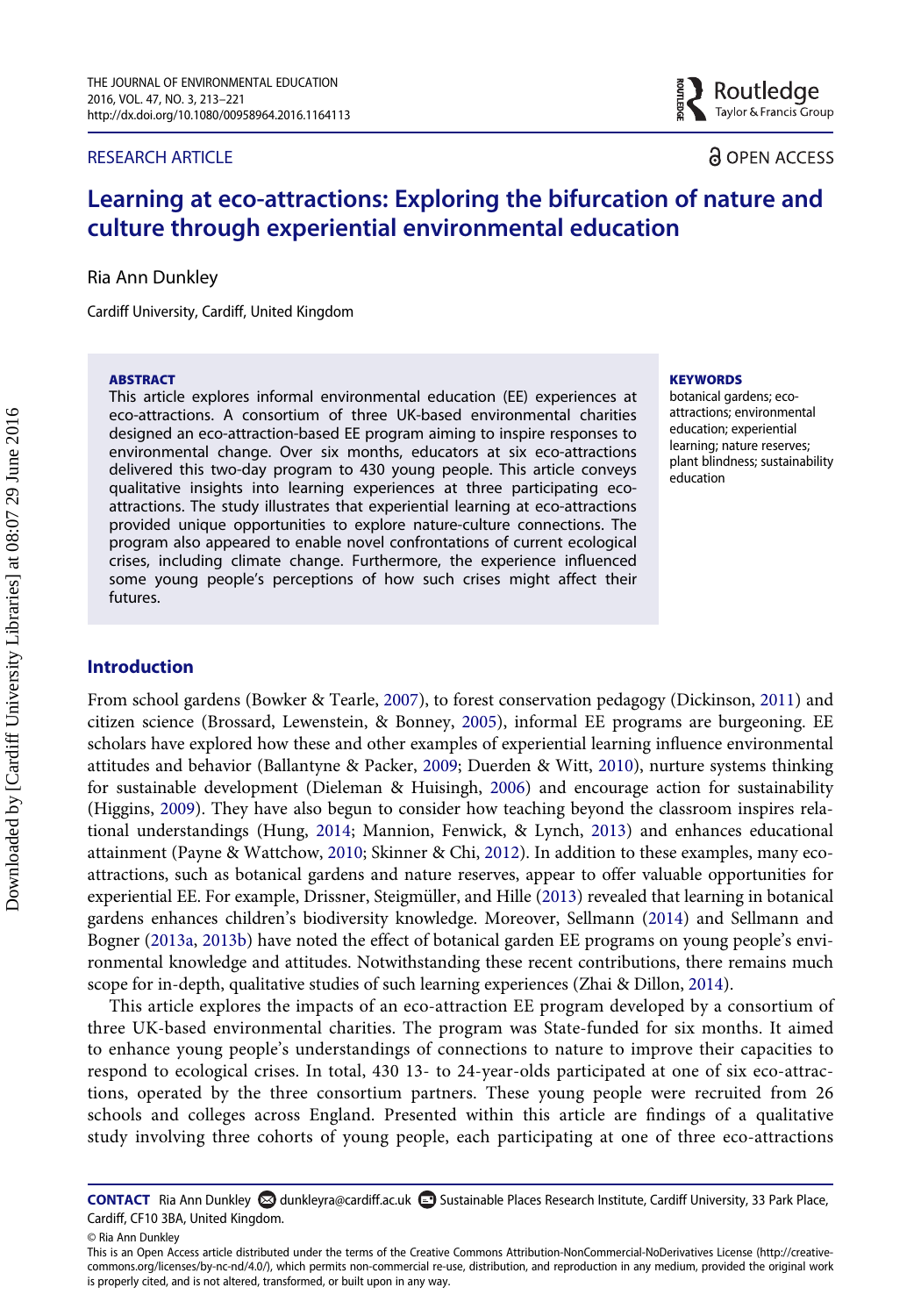# Learning at eco-attractions: Exploring the bifurcation of nature and culture through experiential environmental education

Ria Ann Dunkley

Cardiff University, Cardiff, United Kingdom

**ABSTRACT**

This article explores informal environmental education (EE) experiences at eco-attractions. A consortium of three UK-based environmental charities designed an eco-attraction-based EE program aiming to inspire responses to environmental change. Over six months, educators at six eco-attractions delivered this two-day program to 430 young people. This article conveys qualitative insights into learning experiences at three participating eco-attractions. The study illustrates that experiential learning at eco-attractions provided unique opportunities to explore nature-culture connections. The program also appeared to enable novel confrontations of current ecological crises, including climate change. Furthermore, the experience influenced some young people's perceptions of how such crises might affect their futures.

**KEYWORDS**

botanical gardens; eco-attractions; environmental education; experiential learning; nature reserves; plant blindness; sustainability education

## Introduction

From school gardens (Bowker & Tearle, 2007), to forest conservation pedagogy (Dickinson, 2011) and citizen science (Brossard, Lewenstein, & Bonney, 2005), informal EE programs are burgeoning. EE scholars have explored how these and other examples of experiential learning influence environmental attitudes and behavior (Ballantyne & Packer, 2009; Duerden & Witt, 2010), nurture systems thinking for sustainable development (Dieleman & Huisingh, 2006) and encourage action for sustainability (Higgins, 2009). They have also begun to consider how teaching beyond the classroom inspires relational understandings (Hung, 2014; Mannion, Fenwick, & Lynch, 2013) and enhances educational attainment (Payne & Wattchow, 2010; Skinner & Chi, 2012). In addition to these examples, many eco-attractions, such as botanical gardens and nature reserves, appear to offer valuable opportunities for experiential EE. For example, Drissner, Steigmüller, and Hille (2013) revealed that learning in botanical gardens enhances children's biodiversity knowledge. Moreover, Sellmann (2014) and Sellmann and Bogner (2013a, 2013b) have noted the effect of botanical garden EE programs on young people's environmental knowledge and attitudes. Notwithstanding these recent contributions, there remains much scope for in-depth, qualitative studies of such learning experiences (Zhai & Dillon, 2014).

This article explores the impacts of an eco-attraction EE program developed by a consortium of three UK-based environmental charities. The program was State-funded for six months. It aimed to enhance young people's understandings of connections to nature to improve their capacities to respond to ecological crises. In total, 430 13- to 24-year-olds participated at one of six eco-attractions, operated by the three consortium partners. These young people were recruited from 26 schools and colleges across England. Presented within this article are findings of a qualitative study involving three cohorts of young people, each participating at one of three eco-attractions

**CONTACT** Ria Ann Dunkley dunkleyra@cardiff.ac.uk Sustainable Places Research Institute, Cardiff University, 33 Park Place, Cardiff, CF10 3BA, United Kingdom.

© Ria Ann Dunkley

This is an Open Access article distributed under the terms of the Creative Commons Attribution-NonCommercial-NoDerivatives License (http://creativecommons.org/licenses/by-nc-nd/4.0/), which permits non-commercial re-use, distribution, and reproduction in any medium, provided the original work is properly cited, and is not altered, transformed, or built upon in any way.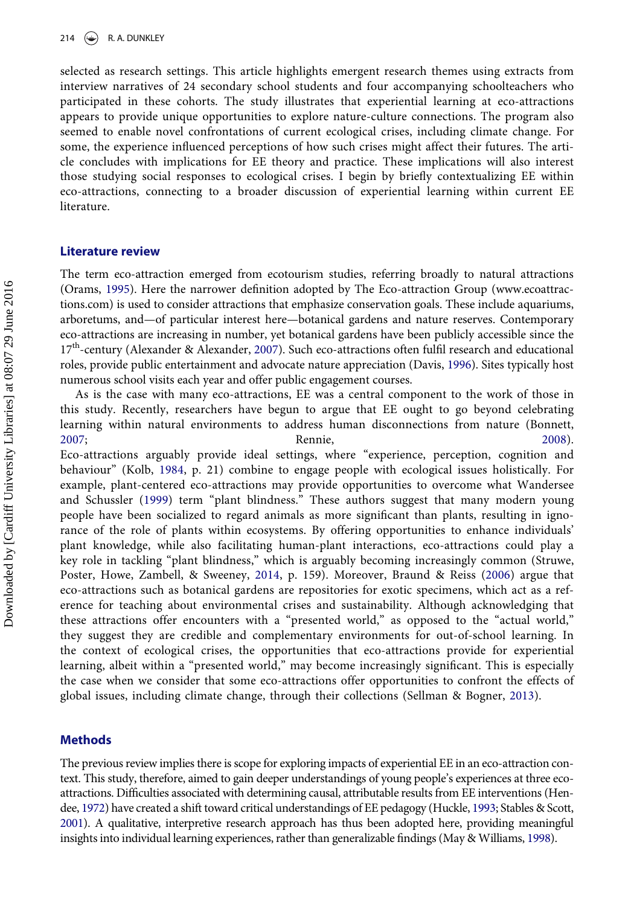selected as research settings. This article highlights emergent research themes using extracts from interview narratives of 24 secondary school students and four accompanying schoolteachers who participated in these cohorts. The study illustrates that experiential learning at eco-attractions appears to provide unique opportunities to explore nature-culture connections. The program also seemed to enable novel confrontations of current ecological crises, including climate change. For some, the experience influenced perceptions of how such crises might affect their futures. The article concludes with implications for EE theory and practice. These implications will also interest those studying social responses to ecological crises. I begin by briefly contextualizing EE within eco-attractions, connecting to a broader discussion of experiential learning within current EE literature.

## Literature review

The term eco-attraction emerged from ecotourism studies, referring broadly to natural attractions (Orams, 1995). Here the narrower definition adopted by The Eco-attraction Group (www.ecoattractions.com) is used to consider attractions that emphasize conservation goals. These include aquariums, arboretums, and—of particular interest here—botanical gardens and nature reserves. Contemporary eco-attractions are increasing in number, yet botanical gardens have been publicly accessible since the 17th-century (Alexander & Alexander, 2007). Such eco-attractions often fulfil research and educational roles, provide public entertainment and advocate nature appreciation (Davis, 1996). Sites typically host numerous school visits each year and offer public engagement courses.

As is the case with many eco-attractions, EE was a central component to the work of those in this study. Recently, researchers have begun to argue that EE ought to go beyond celebrating learning within natural environments to address human disconnections from nature (Bonnett, 2007; Rennie, 2008). Eco-attractions arguably provide ideal settings, where "experience, perception, cognition and behaviour" (Kolb, 1984, p. 21) combine to engage people with ecological issues holistically. For example, plant-centered eco-attractions may provide opportunities to overcome what Wandersee and Schussler (1999) term "plant blindness." These authors suggest that many modern young people have been socialized to regard animals as more significant than plants, resulting in ignorance of the role of plants within ecosystems. By offering opportunities to enhance individuals' plant knowledge, while also facilitating human-plant interactions, eco-attractions could play a key role in tackling "plant blindness," which is arguably becoming increasingly common (Struwe, Poster, Howe, Zambell, & Sweeney, 2014, p. 159). Moreover, Braund & Reiss (2006) argue that eco-attractions such as botanical gardens are repositories for exotic specimens, which act as a reference for teaching about environmental crises and sustainability. Although acknowledging that these attractions offer encounters with a "presented world," as opposed to the "actual world," they suggest they are credible and complementary environments for out-of-school learning. In the context of ecological crises, the opportunities that eco-attractions provide for experiential learning, albeit within a "presented world," may become increasingly significant. This is especially the case when we consider that some eco-attractions offer opportunities to confront the effects of global issues, including climate change, through their collections (Sellman & Bogner, 2013).

## Methods

The previous review implies there is scope for exploring impacts of experiential EE in an eco-attraction context. This study, therefore, aimed to gain deeper understandings of young people's experiences at three eco-attractions. Difficulties associated with determining causal, attributable results from EE interventions (Hendee, 1972) have created a shift toward critical understandings of EE pedagogy (Huckle, 1993; Stables & Scott, 2001). A qualitative, interpretive research approach has thus been adopted here, providing meaningful insights into individual learning experiences, rather than generalizable findings (May & Williams, 1998).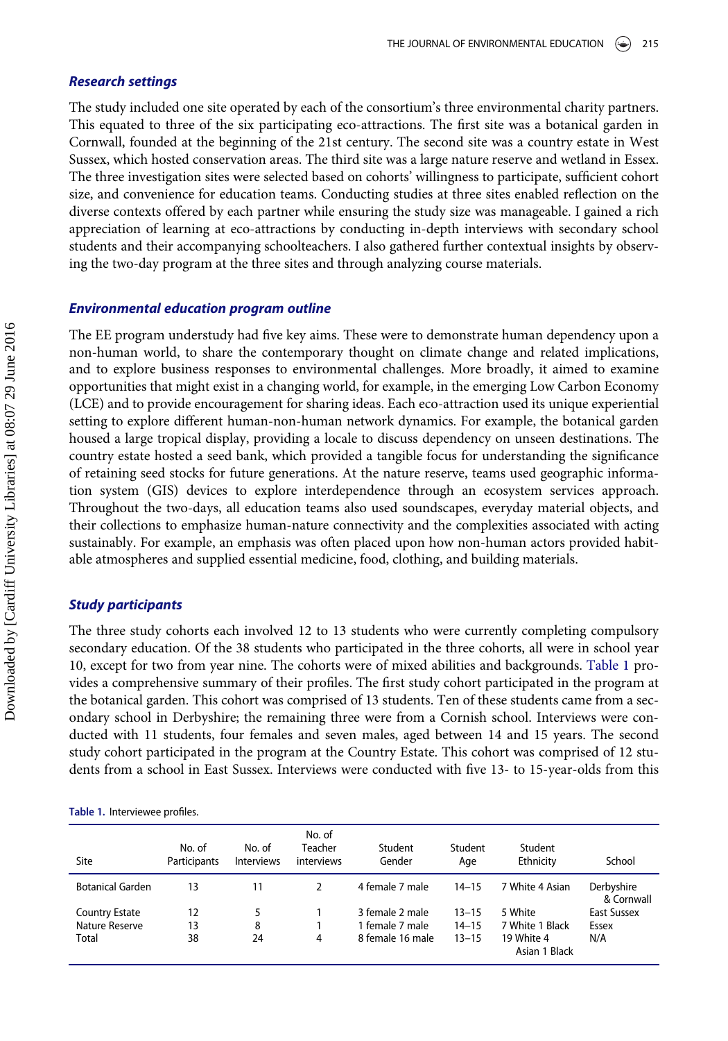## Research settings

The study included one site operated by each of the consortium's three environmental charity partners. This equated to three of the six participating eco-attractions. The first site was a botanical garden in Cornwall, founded at the beginning of the 21st century. The second site was a country estate in West Sussex, which hosted conservation areas. The third site was a large nature reserve and wetland in Essex. The three investigation sites were selected based on cohorts' willingness to participate, sufficient cohort size, and convenience for education teams. Conducting studies at three sites enabled reflection on the diverse contexts offered by each partner while ensuring the study size was manageable. I gained a rich appreciation of learning at eco-attractions by conducting in-depth interviews with secondary school students and their accompanying schoolteachers. I also gathered further contextual insights by observing the two-day program at the three sites and through analyzing course materials.

## Environmental education program outline

The EE program understudy had five key aims. These were to demonstrate human dependency upon a non-human world, to share the contemporary thought on climate change and related implications, and to explore business responses to environmental challenges. More broadly, it aimed to examine opportunities that might exist in a changing world, for example, in the emerging Low Carbon Economy (LCE) and to provide encouragement for sharing ideas. Each eco-attraction used its unique experiential setting to explore different human-non-human network dynamics. For example, the botanical garden housed a large tropical display, providing a locale to discuss dependency on unseen destinations. The country estate hosted a seed bank, which provided a tangible focus for understanding the significance of retaining seed stocks for future generations. At the nature reserve, teams used geographic information system (GIS) devices to explore interdependence through an ecosystem services approach. Throughout the two-days, all education teams also used soundscapes, everyday material objects, and their collections to emphasize human-nature connectivity and the complexities associated with acting sustainably. For example, an emphasis was often placed upon how non-human actors provided habitable atmospheres and supplied essential medicine, food, clothing, and building materials.

## Study participants

The three study cohorts each involved 12 to 13 students who were currently completing compulsory secondary education. Of the 38 students who participated in the three cohorts, all were in school year 10, except for two from year nine. The cohorts were of mixed abilities and backgrounds. Table 1 provides a comprehensive summary of their profiles. The first study cohort participated in the program at the botanical garden. This cohort was comprised of 13 students. Ten of these students came from a secondary school in Derbyshire; the remaining three were from a Cornish school. Interviews were conducted with 11 students, four females and seven males, aged between 14 and 15 years. The second study cohort participated in the program at the Country Estate. This cohort was comprised of 12 students from a school in East Sussex. Interviews were conducted with five 13- to 15-year-olds from this

**Table 1.** Interviewee profiles.

| Site | No. of Participants | No. of Interviews | No. of Teacher interviews | Student Gender | Student Age | Student Ethnicity | School |
|---|---|---|---|---|---|---|---|
| Botanical Garden | 13 | 11 | 2 | 4 female 7 male | 14–15 | 7 White 4 Asian | Derbyshire & Cornwall |
| Country Estate | 12 | 5 | 1 | 3 female 2 male | 13–15 | 5 White | East Sussex |
| Nature Reserve | 13 | 8 | 1 | 1 female 7 male | 14–15 | 7 White 1 Black | Essex |
| Total | 38 | 24 | 4 | 8 female 16 male | 13–15 | 19 White 4 Asian 1 Black | N/A |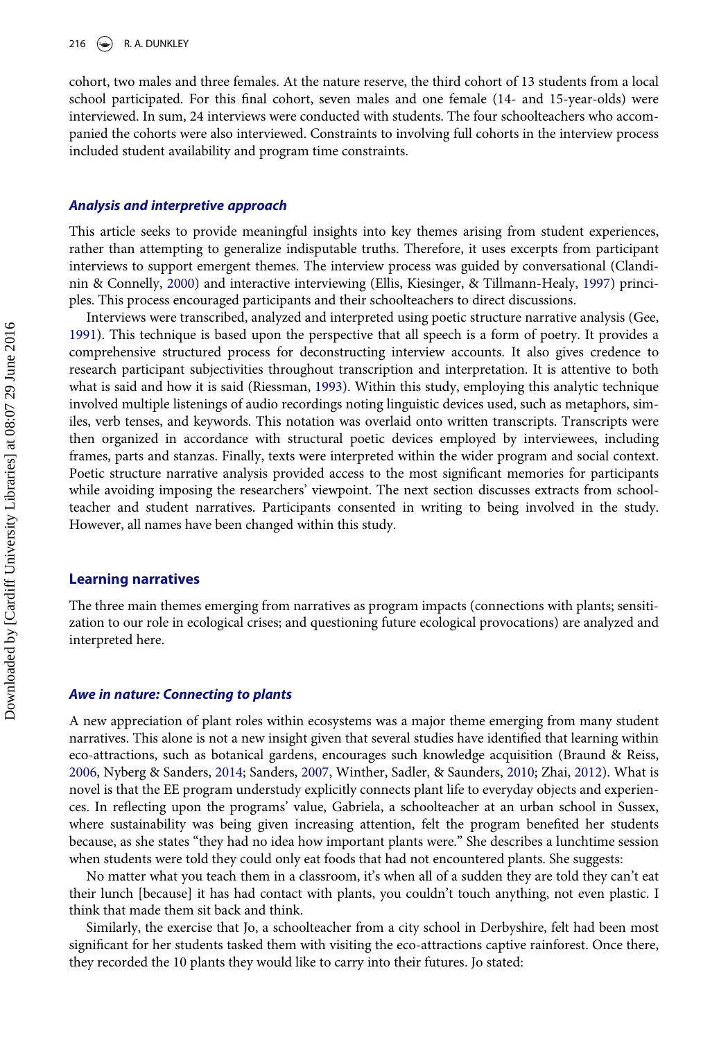cohort, two males and three females. At the nature reserve, the third cohort of 13 students from a local school participated. For this final cohort, seven males and one female (14- and 15-year-olds) were interviewed. In sum, 24 interviews were conducted with students. The four schoolteachers who accompanied the cohorts were also interviewed. Constraints to involving full cohorts in the interview process included student availability and program time constraints.

### *Analysis and interpretive approach*

This article seeks to provide meaningful insights into key themes arising from student experiences, rather than attempting to generalize indisputable truths. Therefore, it uses excerpts from participant interviews to support emergent themes. The interview process was guided by conversational (Clandinin & Connelly, 2000) and interactive interviewing (Ellis, Kiesinger, & Tillmann-Healy, 1997) principles. This process encouraged participants and their schoolteachers to direct discussions.

Interviews were transcribed, analyzed and interpreted using poetic structure narrative analysis (Gee, 1991). This technique is based upon the perspective that all speech is a form of poetry. It provides a comprehensive structured process for deconstructing interview accounts. It also gives credence to research participant subjectivities throughout transcription and interpretation. It is attentive to both what is said and how it is said (Riessman, 1993). Within this study, employing this analytic technique involved multiple listenings of audio recordings noting linguistic devices used, such as metaphors, similes, verb tenses, and keywords. This notation was overlaid onto written transcripts. Transcripts were then organized in accordance with structural poetic devices employed by interviewees, including frames, parts and stanzas. Finally, texts were interpreted within the wider program and social context. Poetic structure narrative analysis provided access to the most significant memories for participants while avoiding imposing the researchers' viewpoint. The next section discusses extracts from schoolteacher and student narratives. Participants consented in writing to being involved in the study. However, all names have been changed within this study.

## Learning narratives

The three main themes emerging from narratives as program impacts (connections with plants; sensitization to our role in ecological crises; and questioning future ecological provocations) are analyzed and interpreted here.

### *Awe in nature: Connecting to plants*

A new appreciation of plant roles within ecosystems was a major theme emerging from many student narratives. This alone is not a new insight given that several studies have identified that learning within eco-attractions, such as botanical gardens, encourages such knowledge acquisition (Braund & Reiss, 2006, Nyberg & Sanders, 2014; Sanders, 2007, Winther, Sadler, & Saunders, 2010; Zhai, 2012). What is novel is that the EE program understudy explicitly connects plant life to everyday objects and experiences. In reflecting upon the programs' value, Gabriela, a schoolteacher at an urban school in Sussex, where sustainability was being given increasing attention, felt the program benefited her students because, as she states "they had no idea how important plants were." She describes a lunchtime session when students were told they could only eat foods that had not encountered plants. She suggests:

No matter what you teach them in a classroom, it's when all of a sudden they are told they can't eat their lunch [because] it has had contact with plants, you couldn't touch anything, not even plastic. I think that made them sit back and think.

Similarly, the exercise that Jo, a schoolteacher from a city school in Derbyshire, felt had been most significant for her students tasked them with visiting the eco-attractions captive rainforest. Once there, they recorded the 10 plants they would like to carry into their futures. Jo stated: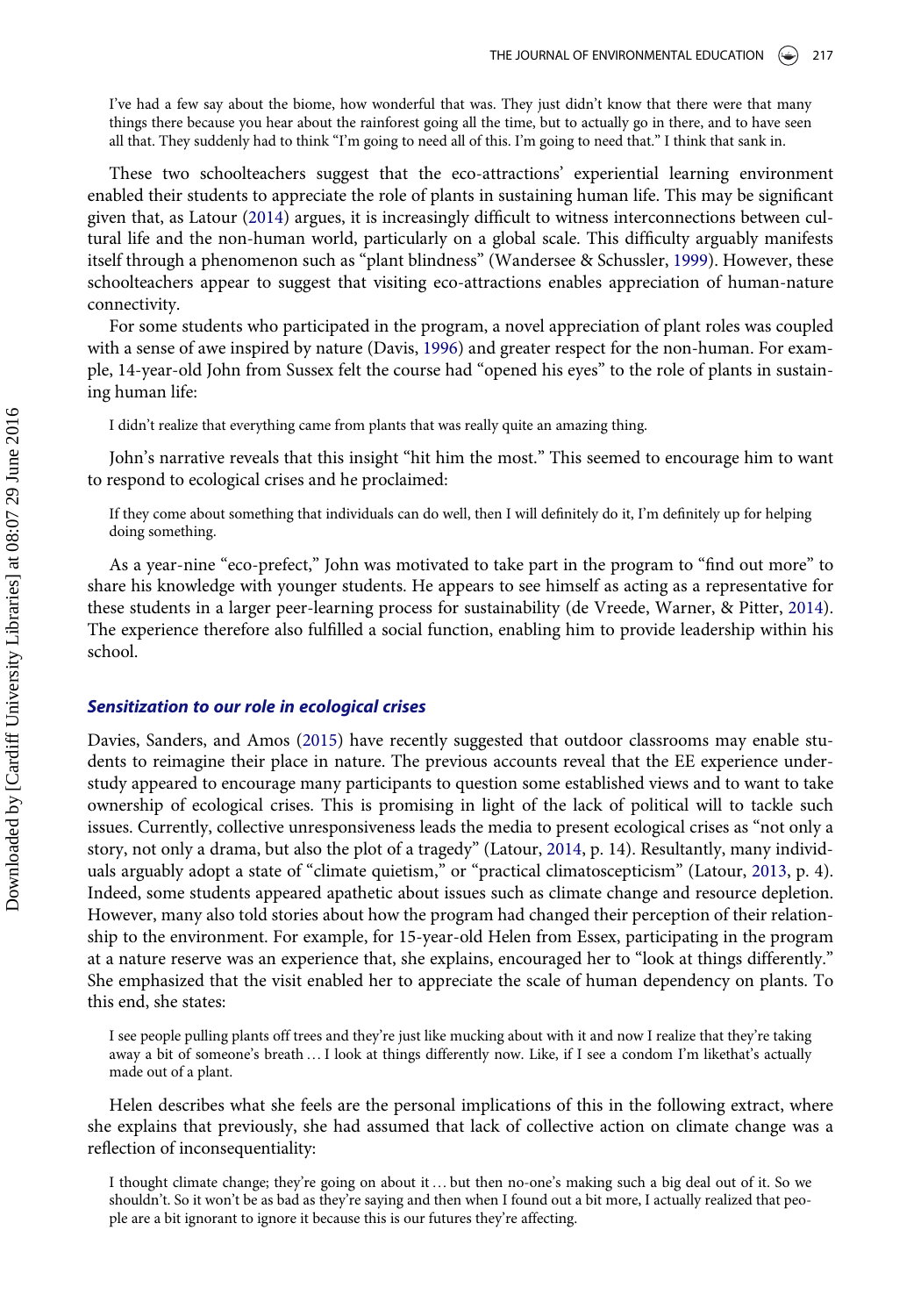I've had a few say about the biome, how wonderful that was. They just didn't know that there were that many things there because you hear about the rainforest going all the time, but to actually go in there, and to have seen all that. They suddenly had to think "I'm going to need all of this. I'm going to need that." I think that sank in.

These two schoolteachers suggest that the eco-attractions' experiential learning environment enabled their students to appreciate the role of plants in sustaining human life. This may be significant given that, as Latour (2014) argues, it is increasingly difficult to witness interconnections between cultural life and the non-human world, particularly on a global scale. This difficulty arguably manifests itself through a phenomenon such as "plant blindness" (Wandersee & Schussler, 1999). However, these schoolteachers appear to suggest that visiting eco-attractions enables appreciation of human-nature connectivity.

For some students who participated in the program, a novel appreciation of plant roles was coupled with a sense of awe inspired by nature (Davis, 1996) and greater respect for the non-human. For example, 14-year-old John from Sussex felt the course had "opened his eyes" to the role of plants in sustaining human life:

> I didn't realize that everything came from plants that was really quite an amazing thing.

John's narrative reveals that this insight "hit him the most." This seemed to encourage him to want to respond to ecological crises and he proclaimed:

> If they come about something that individuals can do well, then I will definitely do it, I'm definitely up for helping doing something.

As a year-nine "eco-prefect," John was motivated to take part in the program to "find out more" to share his knowledge with younger students. He appears to see himself as acting as a representative for these students in a larger peer-learning process for sustainability (de Vreede, Warner, & Pitter, 2014). The experience therefore also fulfilled a social function, enabling him to provide leadership within his school.

### *Sensitization to our role in ecological crises*

Davies, Sanders, and Amos (2015) have recently suggested that outdoor classrooms may enable students to reimagine their place in nature. The previous accounts reveal that the EE experience understudy appeared to encourage many participants to question some established views and to want to take ownership of ecological crises. This is promising in light of the lack of political will to tackle such issues. Currently, collective unresponsiveness leads the media to present ecological crises as "not only a story, not only a drama, but also the plot of a tragedy" (Latour, 2014, p. 14). Resultantly, many individuals arguably adopt a state of "climate quietism," or "practical climatoscepticism" (Latour, 2013, p. 4). Indeed, some students appeared apathetic about issues such as climate change and resource depletion. However, many also told stories about how the program had changed their perception of their relationship to the environment. For example, for 15-year-old Helen from Essex, participating in the program at a nature reserve was an experience that, she explains, encouraged her to "look at things differently." She emphasized that the visit enabled her to appreciate the scale of human dependency on plants. To this end, she states:

> I see people pulling plants off trees and they're just like mucking about with it and now I realize that they're taking away a bit of someone's breath … I look at things differently now. Like, if I see a condom I'm likethat's actually made out of a plant.

Helen describes what she feels are the personal implications of this in the following extract, where she explains that previously, she had assumed that lack of collective action on climate change was a reflection of inconsequentiality:

> I thought climate change; they're going on about it … but then no-one's making such a big deal out of it. So we shouldn't. So it won't be as bad as they're saying and then when I found out a bit more, I actually realized that people are a bit ignorant to ignore it because this is our futures they're affecting.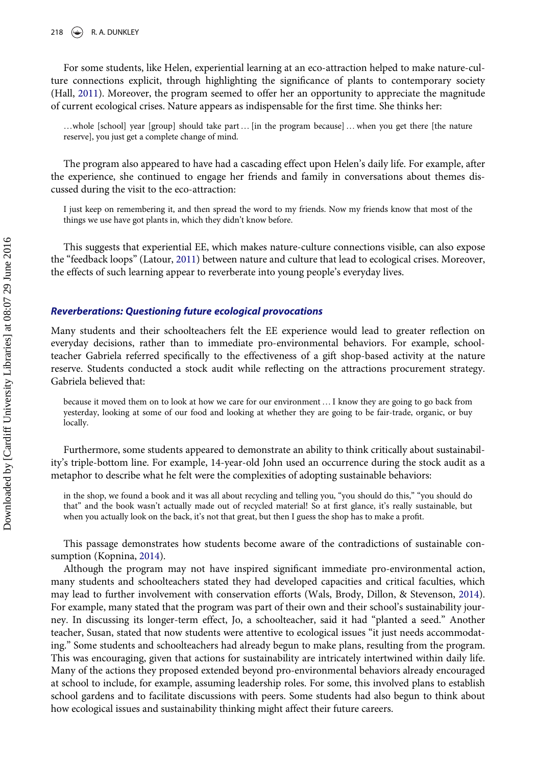For some students, like Helen, experiential learning at an eco-attraction helped to make nature-culture connections explicit, through highlighting the significance of plants to contemporary society (Hall, 2011). Moreover, the program seemed to offer her an opportunity to appreciate the magnitude of current ecological crises. Nature appears as indispensable for the first time. She thinks her:

> …whole [school] year [group] should take part … [in the program because] … when you get there [the nature reserve], you just get a complete change of mind.

The program also appeared to have had a cascading effect upon Helen's daily life. For example, after the experience, she continued to engage her friends and family in conversations about themes discussed during the visit to the eco-attraction:

> I just keep on remembering it, and then spread the word to my friends. Now my friends know that most of the things we use have got plants in, which they didn't know before.

This suggests that experiential EE, which makes nature-culture connections visible, can also expose the "feedback loops" (Latour, 2011) between nature and culture that lead to ecological crises. Moreover, the effects of such learning appear to reverberate into young people's everyday lives.

### *Reverberations: Questioning future ecological provocations*

Many students and their schoolteachers felt the EE experience would lead to greater reflection on everyday decisions, rather than to immediate pro-environmental behaviors. For example, schoolteacher Gabriela referred specifically to the effectiveness of a gift shop-based activity at the nature reserve. Students conducted a stock audit while reflecting on the attractions procurement strategy. Gabriela believed that:

> because it moved them on to look at how we care for our environment … I know they are going to go back from yesterday, looking at some of our food and looking at whether they are going to be fair-trade, organic, or buy locally.

Furthermore, some students appeared to demonstrate an ability to think critically about sustainability's triple-bottom line. For example, 14-year-old John used an occurrence during the stock audit as a metaphor to describe what he felt were the complexities of adopting sustainable behaviors:

> in the shop, we found a book and it was all about recycling and telling you, "you should do this," "you should do that" and the book wasn't actually made out of recycled material! So at first glance, it's really sustainable, but when you actually look on the back, it's not that great, but then I guess the shop has to make a profit.

This passage demonstrates how students become aware of the contradictions of sustainable consumption (Kopnina, 2014).

Although the program may not have inspired significant immediate pro-environmental action, many students and schoolteachers stated they had developed capacities and critical faculties, which may lead to further involvement with conservation efforts (Wals, Brody, Dillon, & Stevenson, 2014). For example, many stated that the program was part of their own and their school's sustainability journey. In discussing its longer-term effect, Jo, a schoolteacher, said it had "planted a seed." Another teacher, Susan, stated that now students were attentive to ecological issues "it just needs accommodating." Some students and schoolteachers had already begun to make plans, resulting from the program. This was encouraging, given that actions for sustainability are intricately intertwined within daily life. Many of the actions they proposed extended beyond pro-environmental behaviors already encouraged at school to include, for example, assuming leadership roles. For some, this involved plans to establish school gardens and to facilitate discussions with peers. Some students had also begun to think about how ecological issues and sustainability thinking might affect their future careers.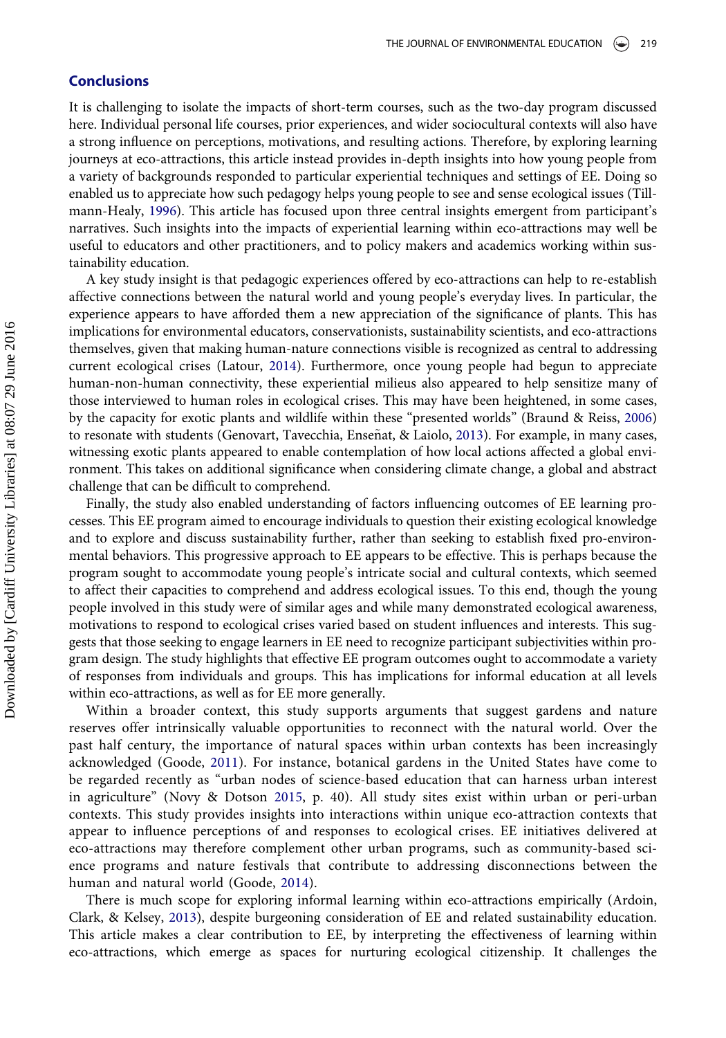## Conclusions

It is challenging to isolate the impacts of short-term courses, such as the two-day program discussed here. Individual personal life courses, prior experiences, and wider sociocultural contexts will also have a strong influence on perceptions, motivations, and resulting actions. Therefore, by exploring learning journeys at eco-attractions, this article instead provides in-depth insights into how young people from a variety of backgrounds responded to particular experiential techniques and settings of EE. Doing so enabled us to appreciate how such pedagogy helps young people to see and sense ecological issues (Tillmann-Healy, 1996). This article has focused upon three central insights emergent from participant's narratives. Such insights into the impacts of experiential learning within eco-attractions may well be useful to educators and other practitioners, and to policy makers and academics working within sustainability education.

A key study insight is that pedagogic experiences offered by eco-attractions can help to re-establish affective connections between the natural world and young people's everyday lives. In particular, the experience appears to have afforded them a new appreciation of the significance of plants. This has implications for environmental educators, conservationists, sustainability scientists, and eco-attractions themselves, given that making human-nature connections visible is recognized as central to addressing current ecological crises (Latour, 2014). Furthermore, once young people had begun to appreciate human-non-human connectivity, these experiential milieus also appeared to help sensitize many of those interviewed to human roles in ecological crises. This may have been heightened, in some cases, by the capacity for exotic plants and wildlife within these "presented worlds" (Braund & Reiss, 2006) to resonate with students (Genovart, Tavecchia, Enseñat, & Laiolo, 2013). For example, in many cases, witnessing exotic plants appeared to enable contemplation of how local actions affected a global environment. This takes on additional significance when considering climate change, a global and abstract challenge that can be difficult to comprehend.

Finally, the study also enabled understanding of factors influencing outcomes of EE learning processes. This EE program aimed to encourage individuals to question their existing ecological knowledge and to explore and discuss sustainability further, rather than seeking to establish fixed pro-environmental behaviors. This progressive approach to EE appears to be effective. This is perhaps because the program sought to accommodate young people's intricate social and cultural contexts, which seemed to affect their capacities to comprehend and address ecological issues. To this end, though the young people involved in this study were of similar ages and while many demonstrated ecological awareness, motivations to respond to ecological crises varied based on student influences and interests. This suggests that those seeking to engage learners in EE need to recognize participant subjectivities within program design. The study highlights that effective EE program outcomes ought to accommodate a variety of responses from individuals and groups. This has implications for informal education at all levels within eco-attractions, as well as for EE more generally.

Within a broader context, this study supports arguments that suggest gardens and nature reserves offer intrinsically valuable opportunities to reconnect with the natural world. Over the past half century, the importance of natural spaces within urban contexts has been increasingly acknowledged (Goode, 2011). For instance, botanical gardens in the United States have come to be regarded recently as "urban nodes of science-based education that can harness urban interest in agriculture" (Novy & Dotson 2015, p. 40). All study sites exist within urban or peri-urban contexts. This study provides insights into interactions within unique eco-attraction contexts that appear to influence perceptions of and responses to ecological crises. EE initiatives delivered at eco-attractions may therefore complement other urban programs, such as community-based science programs and nature festivals that contribute to addressing disconnections between the human and natural world (Goode, 2014).

There is much scope for exploring informal learning within eco-attractions empirically (Ardoin, Clark, & Kelsey, 2013), despite burgeoning consideration of EE and related sustainability education. This article makes a clear contribution to EE, by interpreting the effectiveness of learning within eco-attractions, which emerge as spaces for nurturing ecological citizenship. It challenges the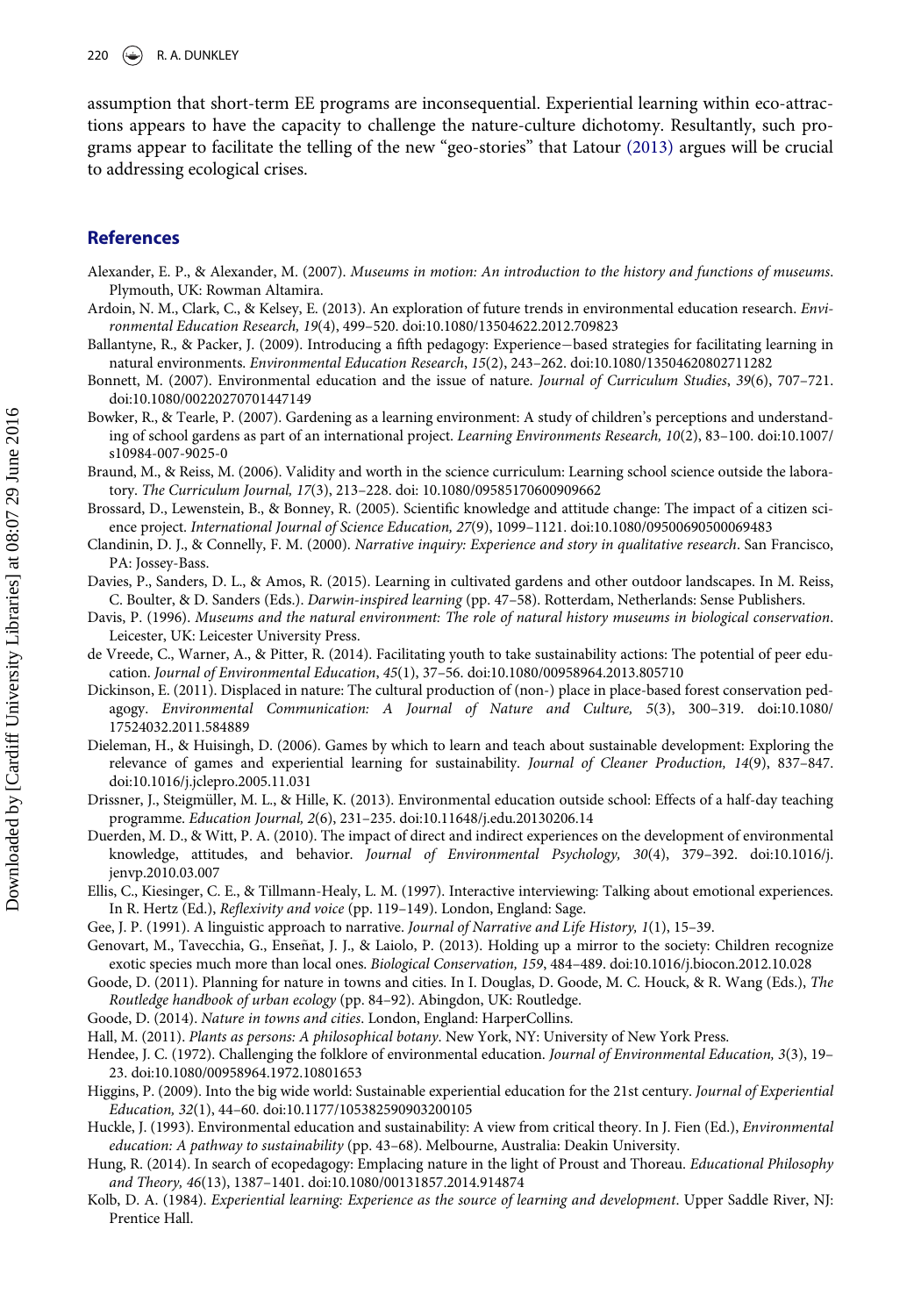assumption that short-term EE programs are inconsequential. Experiential learning within eco-attractions appears to have the capacity to challenge the nature-culture dichotomy. Resultantly, such programs appear to facilitate the telling of the new "geo-stories" that Latour (2013) argues will be crucial to addressing ecological crises.

## References

Alexander, E. P., & Alexander, M. (2007). *Museums in motion: An introduction to the history and functions of museums*. Plymouth, UK: Rowman Altamira.

Ardoin, N. M., Clark, C., & Kelsey, E. (2013). An exploration of future trends in environmental education research. *Environmental Education Research, 19*(4), 499–520. doi:10.1080/13504622.2012.709823

Ballantyne, R., & Packer, J. (2009). Introducing a fifth pedagogy: Experience−based strategies for facilitating learning in natural environments. *Environmental Education Research*, *15*(2), 243–262. doi:10.1080/13504620802711282

Bonnett, M. (2007). Environmental education and the issue of nature. *Journal of Curriculum Studies*, *39*(6), 707–721. doi:10.1080/00220270701447149

Bowker, R., & Tearle, P. (2007). Gardening as a learning environment: A study of children's perceptions and understanding of school gardens as part of an international project. *Learning Environments Research, 10*(2), 83–100. doi:10.1007/s10984-007-9025-0

Braund, M., & Reiss, M. (2006). Validity and worth in the science curriculum: Learning school science outside the laboratory. *The Curriculum Journal, 17*(3), 213–228. doi: 10.1080/09585170600909662

Brossard, D., Lewenstein, B., & Bonney, R. (2005). Scientific knowledge and attitude change: The impact of a citizen science project. *International Journal of Science Education, 27*(9), 1099–1121. doi:10.1080/09500690500069483

Clandinin, D. J., & Connelly, F. M. (2000). *Narrative inquiry: Experience and story in qualitative research*. San Francisco, PA: Jossey-Bass.

Davies, P., Sanders, D. L., & Amos, R. (2015). Learning in cultivated gardens and other outdoor landscapes. In M. Reiss, C. Boulter, & D. Sanders (Eds.). *Darwin-inspired learning* (pp. 47–58). Rotterdam, Netherlands: Sense Publishers.

Davis, P. (1996). *Museums and the natural environment: The role of natural history museums in biological conservation*. Leicester, UK: Leicester University Press.

de Vreede, C., Warner, A., & Pitter, R. (2014). Facilitating youth to take sustainability actions: The potential of peer education. *Journal of Environmental Education*, *45*(1), 37–56. doi:10.1080/00958964.2013.805710

Dickinson, E. (2011). Displaced in nature: The cultural production of (non-) place in place-based forest conservation pedagogy. *Environmental Communication: A Journal of Nature and Culture, 5*(3), 300–319. doi:10.1080/17524032.2011.584889

Dieleman, H., & Huisingh, D. (2006). Games by which to learn and teach about sustainable development: Exploring the relevance of games and experiential learning for sustainability. *Journal of Cleaner Production, 14*(9), 837–847. doi:10.1016/j.jclepro.2005.11.031

Drissner, J., Steigmüller, M. L., & Hille, K. (2013). Environmental education outside school: Effects of a half-day teaching programme. *Education Journal, 2*(6), 231–235. doi:10.11648/j.edu.20130206.14

Duerden, M. D., & Witt, P. A. (2010). The impact of direct and indirect experiences on the development of environmental knowledge, attitudes, and behavior. *Journal of Environmental Psychology, 30*(4), 379–392. doi:10.1016/j.jenvp.2010.03.007

Ellis, C., Kiesinger, C. E., & Tillmann-Healy, L. M. (1997). Interactive interviewing: Talking about emotional experiences. In R. Hertz (Ed.), *Reflexivity and voice* (pp. 119–149). London, England: Sage.

Gee, J. P. (1991). A linguistic approach to narrative. *Journal of Narrative and Life History, 1*(1), 15–39.

Genovart, M., Tavecchia, G., Enseñat, J. J., & Laiolo, P. (2013). Holding up a mirror to the society: Children recognize exotic species much more than local ones. *Biological Conservation, 159*, 484–489. doi:10.1016/j.biocon.2012.10.028

Goode, D. (2011). Planning for nature in towns and cities. In I. Douglas, D. Goode, M. C. Houck, & R. Wang (Eds.), *The Routledge handbook of urban ecology* (pp. 84–92). Abingdon, UK: Routledge.

Goode, D. (2014). *Nature in towns and cities*. London, England: HarperCollins.

Hall, M. (2011). *Plants as persons: A philosophical botany*. New York, NY: University of New York Press.

Hendee, J. C. (1972). Challenging the folklore of environmental education. *Journal of Environmental Education, 3*(3), 19–23. doi:10.1080/00958964.1972.10801653

Higgins, P. (2009). Into the big wide world: Sustainable experiential education for the 21st century. *Journal of Experiential Education, 32*(1), 44–60. doi:10.1177/105382590903200105

Huckle, J. (1993). Environmental education and sustainability: A view from critical theory. In J. Fien (Ed.), *Environmental education: A pathway to sustainability* (pp. 43–68). Melbourne, Australia: Deakin University.

Hung, R. (2014). In search of ecopedagogy: Emplacing nature in the light of Proust and Thoreau. *Educational Philosophy and Theory, 46*(13), 1387–1401. doi:10.1080/00131857.2014.914874

Kolb, D. A. (1984). *Experiential learning: Experience as the source of learning and development*. Upper Saddle River, NJ: Prentice Hall.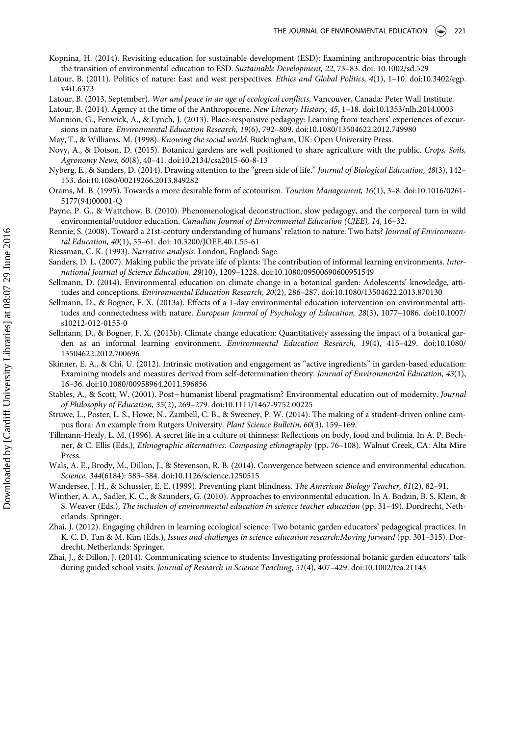Kopnina, H. (2014). Revisiting education for sustainable development (ESD): Examining anthropocentric bias through the transition of environmental education to ESD. *Sustainable Development, 22*, 73–83. doi: 10.1002/sd.529

Latour, B. (2011). Politics of nature: East and west perspectives. *Ethics and Global Politics, 4*(1), 1–10. doi:10.3402/egp.v4i1.6373

Latour, B. (2013, September). *War and peace in an age of ecological conflicts*, Vancouver, Canada: Peter Wall Institute.

Latour, B. (2014). Agency at the time of the Anthropocene. *New Literary History, 45*, 1–18. doi:10.1353/nlh.2014.0003

Mannion, G., Fenwick, A., & Lynch, J. (2013). Place-responsive pedagogy: Learning from teachers' experiences of excursions in nature. *Environmental Education Research, 19*(6), 792–809. doi:10.1080/13504622.2012.749980

May, T., & Williams, M. (1998). *Knowing the social world*. Buckingham, UK: Open University Press.

Novy, A., & Dotson, D. (2015). Botanical gardens are well positioned to share agriculture with the public. *Crops, Soils, Agronomy News, 60*(8), 40–41. doi:10.2134/csa2015-60-8-13

Nyberg, E., & Sanders, D. (2014). Drawing attention to the "green side of life." *Journal of Biological Education, 48*(3), 142–153. doi:10.1080/00219266.2013.849282

Orams, M. B. (1995). Towards a more desirable form of ecotourism. *Tourism Management, 16*(1), 3–8. doi:10.1016/0261-5177(94)00001-Q

Payne, P. G., & Wattchow, B. (2010). Phenomenological deconstruction, slow pedagogy, and the corporeal turn in wild environmental/outdoor education. *Canadian Journal of Environmental Education (CJEE), 14*, 16–32.

Rennie, S. (2008). Toward a 21st-century understanding of humans' relation to nature: Two hats? *Journal of Environmental Education, 40*(1), 55–61. doi: 10.3200/JOEE.40.1.55-61

Riessman, C. K. (1993). *Narrative analysis*. London, England: Sage.

Sanders, D. L. (2007). Making public the private life of plants: The contribution of informal learning environments. *International Journal of Science Education, 29*(10), 1209–1228. doi:10.1080/09500690600951549

Sellmann, D. (2014). Environmental education on climate change in a botanical garden: Adolescents' knowledge, attitudes and conceptions. *Environmental Education Research, 20*(2), 286–287. doi:10.1080/13504622.2013.870130

Sellmann, D., & Bogner, F. X. (2013a). Effects of a 1-day environmental education intervention on environmental attitudes and connectedness with nature. *European Journal of Psychology of Education, 28*(3), 1077–1086. doi:10.1007/s10212-012-0155-0

Sellmann, D., & Bogner, F. X. (2013b). Climate change education: Quantitatively assessing the impact of a botanical garden as an informal learning environment. *Environmental Education Research, 19*(4), 415–429. doi:10.1080/13504622.2012.700696

Skinner, E. A., & Chi, U. (2012). Intrinsic motivation and engagement as "active ingredients" in garden-based education: Examining models and measures derived from self-determination theory. *Journal of Environmental Education, 43*(1), 16–36. doi:10.1080/00958964.2011.596856

Stables, A., & Scott, W. (2001). Post—humanist liberal pragmatism? Environmental education out of modernity. *Journal of Philosophy of Education, 35*(2), 269–279. doi:10.1111/1467-9752.00225

Struwe, L., Poster, L. S., Howe, N., Zambell, C. B., & Sweeney, P. W. (2014). The making of a student-driven online campus flora: An example from Rutgers University. *Plant Science Bulletin*, *60*(3), 159–169.

Tillmann-Healy, L. M. (1996). A secret life in a culture of thinness: Reflections on body, food and bulimia. In A. P. Bochner, & C. Ellis (Eds.), *Ethnographic alternatives: Composing ethnography* (pp. 76–108). Walnut Creek, CA: Alta Mire Press.

Wals, A. E., Brody, M., Dillon, J., & Stevenson, R. B. (2014). Convergence between science and environmental education. *Science, 344*(6184): 583–584. doi:10.1126/science.1250515

Wandersee, J. H., & Schussler, E. E. (1999). Preventing plant blindness. *The American Biology Teacher, 61*(2), 82–91.

Winther, A. A., Sadler, K. C., & Saunders, G. (2010). Approaches to environmental education. In A. Bodzin, B. S. Klein, & S. Weaver (Eds.), *The inclusion of environmental education in science teacher education* (pp. 31–49). Dordrecht, Netherlands: Springer.

Zhai, J. (2012). Engaging children in learning ecological science: Two botanic garden educators' pedagogical practices. In K. C. D. Tan & M. Kim (Eds.), *Issues and challenges in science education research:Moving forward* (pp. 301–315). Dordrecht, Netherlands: Springer.

Zhai, J., & Dillon, J. (2014). Communicating science to students: Investigating professional botanic garden educators' talk during guided school visits. *Journal of Research in Science Teaching, 51*(4), 407–429. doi:10.1002/tea.21143